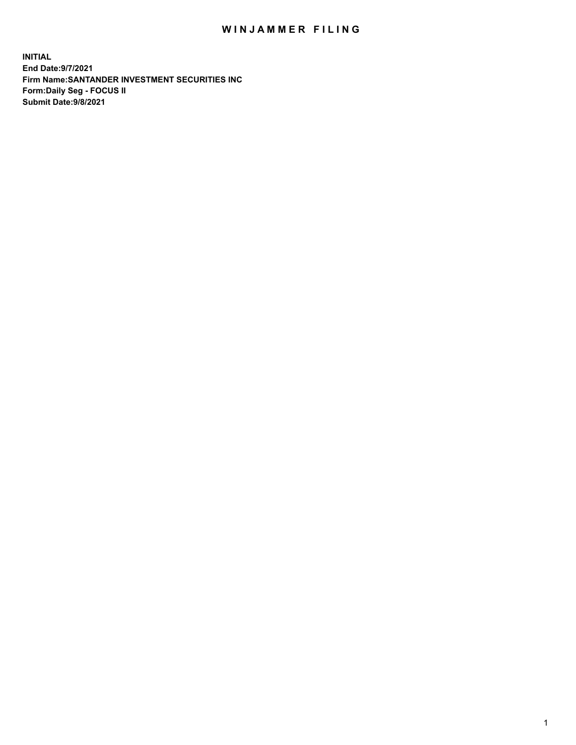# WINJAMMER FILING

**INITIAL**
**End Date:9/7/2021**
**Firm Name:SANTANDER INVESTMENT SECURITIES INC**
**Form:Daily Seg - FOCUS II**
**Submit Date:9/8/2021**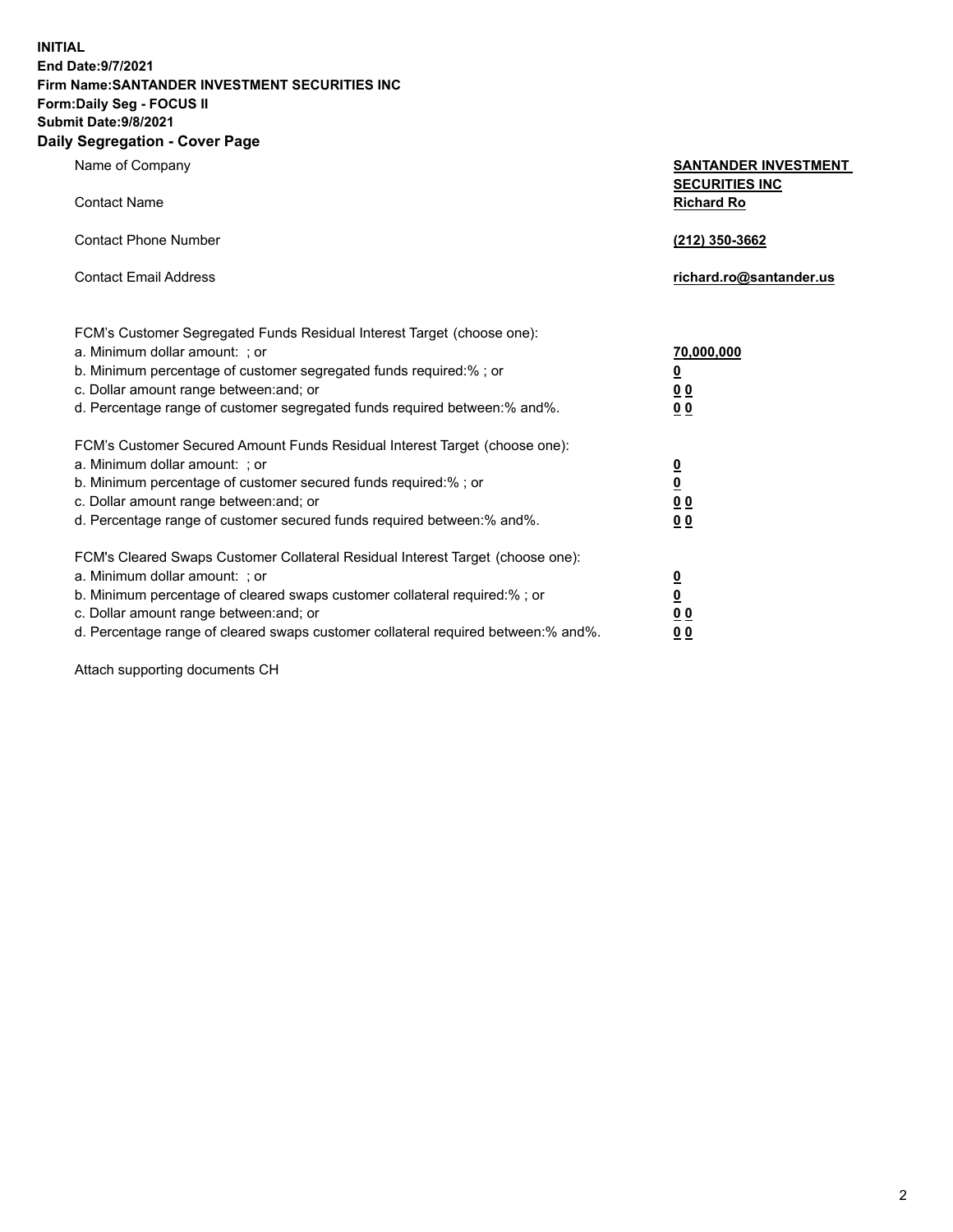**INITIAL**
**End Date:9/7/2021**
**Firm Name:SANTANDER INVESTMENT SECURITIES INC**
**Form:Daily Seg - FOCUS II**
**Submit Date:9/8/2021**

## Daily Segregation - Cover Page

| | |
|---|---|
| Name of Company | **SANTANDER INVESTMENT SECURITIES INC** |
| Contact Name | **Richard Ro** |
| Contact Phone Number | **(212) 350-3662** |
| Contact Email Address | **richard.ro@santander.us** |

| | |
|---|---|
| FCM's Customer Segregated Funds Residual Interest Target (choose one): | |
| a. Minimum dollar amount: ; or | **70,000,000** |
| b. Minimum percentage of customer segregated funds required:% ; or | **0** |
| c. Dollar amount range between:and; or | **0 0** |
| d. Percentage range of customer segregated funds required between:% and%. | **0 0** |
| FCM's Customer Secured Amount Funds Residual Interest Target (choose one): | |
| a. Minimum dollar amount: ; or | **0** |
| b. Minimum percentage of customer secured funds required:% ; or | **0** |
| c. Dollar amount range between:and; or | **0 0** |
| d. Percentage range of customer secured funds required between:% and%. | **0 0** |
| FCM's Cleared Swaps Customer Collateral Residual Interest Target (choose one): | |
| a. Minimum dollar amount: ; or | **0** |
| b. Minimum percentage of cleared swaps customer collateral required:% ; or | **0** |
| c. Dollar amount range between:and; or | **0 0** |
| d. Percentage range of cleared swaps customer collateral required between:% and%. | **0 0** |

Attach supporting documents CH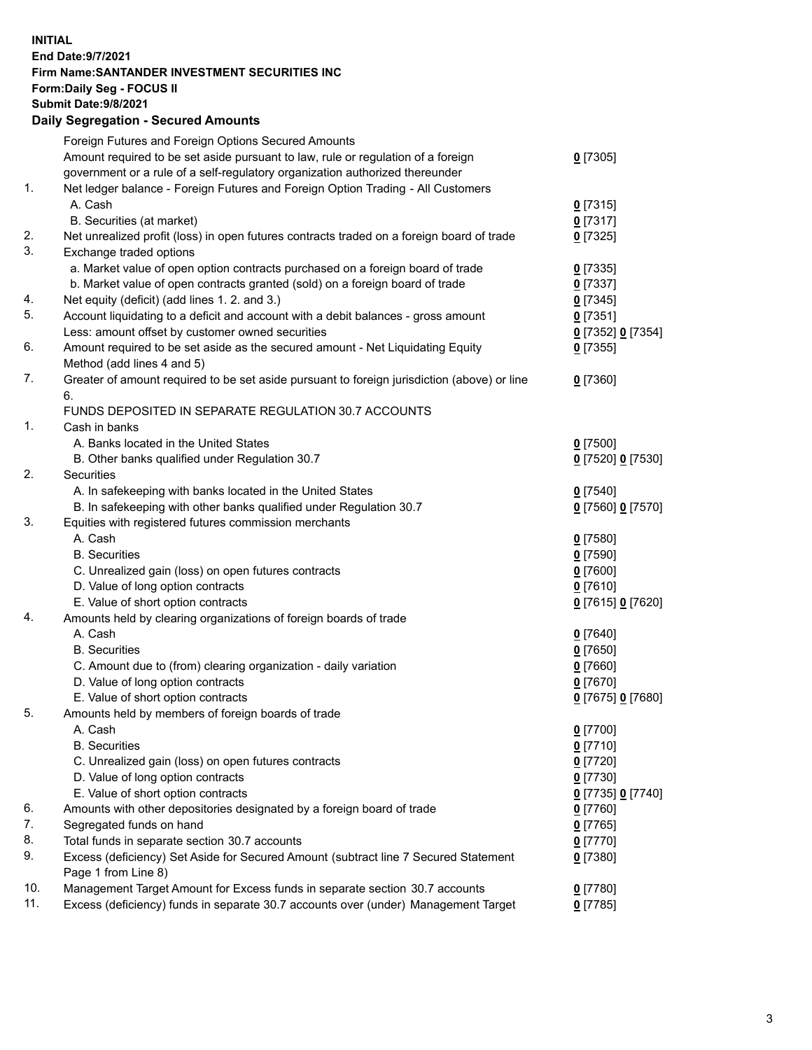**INITIAL**
**End Date:9/7/2021**
**Firm Name:SANTANDER INVESTMENT SECURITIES INC**
**Form:Daily Seg - FOCUS II**
**Submit Date:9/8/2021**

## Daily Segregation - Secured Amounts

| | | |
|---|---|---|
| | Foreign Futures and Foreign Options Secured Amounts | |
| | Amount required to be set aside pursuant to law, rule or regulation of a foreign government or a rule of a self-regulatory organization authorized thereunder | 0 [7305] |
| 1. | Net ledger balance - Foreign Futures and Foreign Option Trading - All Customers | |
| | A. Cash | 0 [7315] |
| | B. Securities (at market) | 0 [7317] |
| 2. | Net unrealized profit (loss) in open futures contracts traded on a foreign board of trade | 0 [7325] |
| 3. | Exchange traded options | |
| | a. Market value of open option contracts purchased on a foreign board of trade | 0 [7335] |
| | b. Market value of open contracts granted (sold) on a foreign board of trade | 0 [7337] |
| 4. | Net equity (deficit) (add lines 1. 2. and 3.) | 0 [7345] |
| 5. | Account liquidating to a deficit and account with a debit balances - gross amount | 0 [7351] |
| | Less: amount offset by customer owned securities | 0 [7352] 0 [7354] |
| 6. | Amount required to be set aside as the secured amount - Net Liquidating Equity Method (add lines 4 and 5) | 0 [7355] |
| 7. | Greater of amount required to be set aside pursuant to foreign jurisdiction (above) or line 6. | 0 [7360] |
| | FUNDS DEPOSITED IN SEPARATE REGULATION 30.7 ACCOUNTS | |
| 1. | Cash in banks | |
| | A. Banks located in the United States | 0 [7500] |
| | B. Other banks qualified under Regulation 30.7 | 0 [7520] 0 [7530] |
| 2. | Securities | |
| | A. In safekeeping with banks located in the United States | 0 [7540] |
| | B. In safekeeping with other banks qualified under Regulation 30.7 | 0 [7560] 0 [7570] |
| 3. | Equities with registered futures commission merchants | |
| | A. Cash | 0 [7580] |
| | B. Securities | 0 [7590] |
| | C. Unrealized gain (loss) on open futures contracts | 0 [7600] |
| | D. Value of long option contracts | 0 [7610] |
| | E. Value of short option contracts | 0 [7615] 0 [7620] |
| 4. | Amounts held by clearing organizations of foreign boards of trade | |
| | A. Cash | 0 [7640] |
| | B. Securities | 0 [7650] |
| | C. Amount due to (from) clearing organization - daily variation | 0 [7660] |
| | D. Value of long option contracts | 0 [7670] |
| | E. Value of short option contracts | 0 [7675] 0 [7680] |
| 5. | Amounts held by members of foreign boards of trade | |
| | A. Cash | 0 [7700] |
| | B. Securities | 0 [7710] |
| | C. Unrealized gain (loss) on open futures contracts | 0 [7720] |
| | D. Value of long option contracts | 0 [7730] |
| | E. Value of short option contracts | 0 [7735] 0 [7740] |
| 6. | Amounts with other depositories designated by a foreign board of trade | 0 [7760] |
| 7. | Segregated funds on hand | 0 [7765] |
| 8. | Total funds in separate section 30.7 accounts | 0 [7770] |
| 9. | Excess (deficiency) Set Aside for Secured Amount (subtract line 7 Secured Statement Page 1 from Line 8) | 0 [7380] |
| 10. | Management Target Amount for Excess funds in separate section 30.7 accounts | 0 [7780] |
| 11. | Excess (deficiency) funds in separate 30.7 accounts over (under) Management Target | 0 [7785] |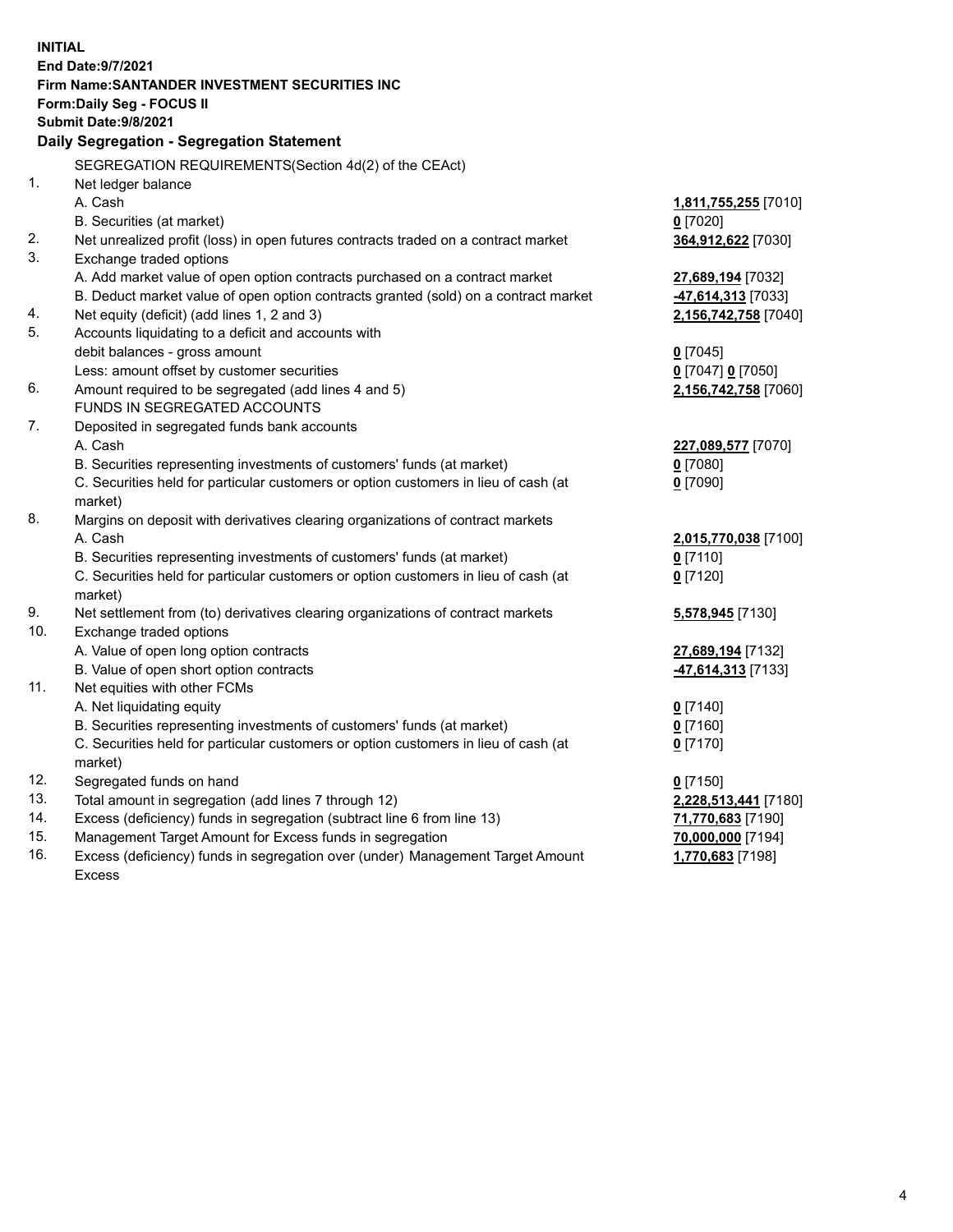**INITIAL**
**End Date:9/7/2021**
**Firm Name:SANTANDER INVESTMENT SECURITIES INC**
**Form:Daily Seg - FOCUS II**
**Submit Date:9/8/2021**

### Daily Segregation - Segregation Statement

| | | |
|---|---|---|
| | SEGREGATION REQUIREMENTS(Section 4d(2) of the CEAct) | |
| 1. | Net ledger balance | |
| | A. Cash | **1,811,755,255** [7010] |
| | B. Securities (at market) | **0** [7020] |
| 2. | Net unrealized profit (loss) in open futures contracts traded on a contract market | **364,912,622** [7030] |
| 3. | Exchange traded options | |
| | A. Add market value of open option contracts purchased on a contract market | **27,689,194** [7032] |
| | B. Deduct market value of open option contracts granted (sold) on a contract market | **-47,614,313** [7033] |
| 4. | Net equity (deficit) (add lines 1, 2 and 3) | **2,156,742,758** [7040] |
| 5. | Accounts liquidating to a deficit and accounts with debit balances - gross amount | **0** [7045] |
| | Less: amount offset by customer securities | **0** [7047] **0** [7050] |
| 6. | Amount required to be segregated (add lines 4 and 5) | **2,156,742,758** [7060] |
| | FUNDS IN SEGREGATED ACCOUNTS | |
| 7. | Deposited in segregated funds bank accounts | |
| | A. Cash | **227,089,577** [7070] |
| | B. Securities representing investments of customers' funds (at market) | **0** [7080] |
| | C. Securities held for particular customers or option customers in lieu of cash (at market) | **0** [7090] |
| 8. | Margins on deposit with derivatives clearing organizations of contract markets | |
| | A. Cash | **2,015,770,038** [7100] |
| | B. Securities representing investments of customers' funds (at market) | **0** [7110] |
| | C. Securities held for particular customers or option customers in lieu of cash (at market) | **0** [7120] |
| 9. | Net settlement from (to) derivatives clearing organizations of contract markets | **5,578,945** [7130] |
| 10. | Exchange traded options | |
| | A. Value of open long option contracts | **27,689,194** [7132] |
| | B. Value of open short option contracts | **-47,614,313** [7133] |
| 11. | Net equities with other FCMs | |
| | A. Net liquidating equity | **0** [7140] |
| | B. Securities representing investments of customers' funds (at market) | **0** [7160] |
| | C. Securities held for particular customers or option customers in lieu of cash (at market) | **0** [7170] |
| 12. | Segregated funds on hand | **0** [7150] |
| 13. | Total amount in segregation (add lines 7 through 12) | **2,228,513,441** [7180] |
| 14. | Excess (deficiency) funds in segregation (subtract line 6 from line 13) | **71,770,683** [7190] |
| 15. | Management Target Amount for Excess funds in segregation | **70,000,000** [7194] |
| 16. | Excess (deficiency) funds in segregation over (under) Management Target Amount Excess | **1,770,683** [7198] |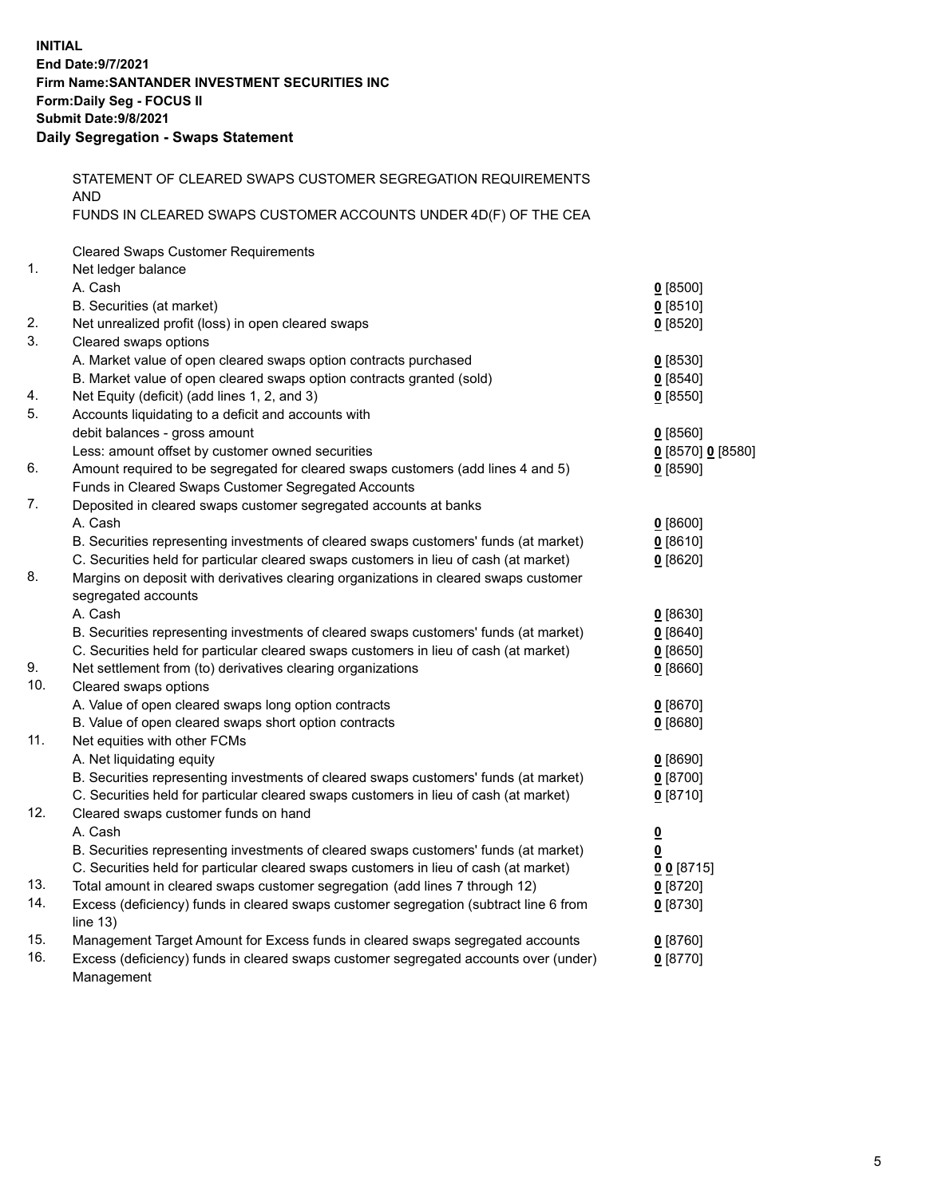**INITIAL**
**End Date:9/7/2021**
**Firm Name:SANTANDER INVESTMENT SECURITIES INC**
**Form:Daily Seg - FOCUS II**
**Submit Date:9/8/2021**
**Daily Segregation - Swaps Statement**

STATEMENT OF CLEARED SWAPS CUSTOMER SEGREGATION REQUIREMENTS AND FUNDS IN CLEARED SWAPS CUSTOMER ACCOUNTS UNDER 4D(F) OF THE CEA

| | | |
|---|---|---|
| | Cleared Swaps Customer Requirements | |
| 1. | Net ledger balance | |
| | A. Cash | 0 [8500] |
| | B. Securities (at market) | 0 [8510] |
| 2. | Net unrealized profit (loss) in open cleared swaps | 0 [8520] |
| 3. | Cleared swaps options | |
| | A. Market value of open cleared swaps option contracts purchased | 0 [8530] |
| | B. Market value of open cleared swaps option contracts granted (sold) | 0 [8540] |
| 4. | Net Equity (deficit) (add lines 1, 2, and 3) | 0 [8550] |
| 5. | Accounts liquidating to a deficit and accounts with | |
| | debit balances - gross amount | 0 [8560] |
| | Less: amount offset by customer owned securities | 0 [8570] 0 [8580] |
| 6. | Amount required to be segregated for cleared swaps customers (add lines 4 and 5) | 0 [8590] |
| | Funds in Cleared Swaps Customer Segregated Accounts | |
| 7. | Deposited in cleared swaps customer segregated accounts at banks | |
| | A. Cash | 0 [8600] |
| | B. Securities representing investments of cleared swaps customers' funds (at market) | 0 [8610] |
| | C. Securities held for particular cleared swaps customers in lieu of cash (at market) | 0 [8620] |
| 8. | Margins on deposit with derivatives clearing organizations in cleared swaps customer segregated accounts | |
| | A. Cash | 0 [8630] |
| | B. Securities representing investments of cleared swaps customers' funds (at market) | 0 [8640] |
| | C. Securities held for particular cleared swaps customers in lieu of cash (at market) | 0 [8650] |
| 9. | Net settlement from (to) derivatives clearing organizations | 0 [8660] |
| 10. | Cleared swaps options | |
| | A. Value of open cleared swaps long option contracts | 0 [8670] |
| | B. Value of open cleared swaps short option contracts | 0 [8680] |
| 11. | Net equities with other FCMs | |
| | A. Net liquidating equity | 0 [8690] |
| | B. Securities representing investments of cleared swaps customers' funds (at market) | 0 [8700] |
| | C. Securities held for particular cleared swaps customers in lieu of cash (at market) | 0 [8710] |
| 12. | Cleared swaps customer funds on hand | |
| | A. Cash | 0 |
| | B. Securities representing investments of cleared swaps customers' funds (at market) | 0 |
| | C. Securities held for particular cleared swaps customers in lieu of cash (at market) | 0 0 [8715] |
| 13. | Total amount in cleared swaps customer segregation (add lines 7 through 12) | 0 [8720] |
| 14. | Excess (deficiency) funds in cleared swaps customer segregation (subtract line 6 from line 13) | 0 [8730] |
| 15. | Management Target Amount for Excess funds in cleared swaps segregated accounts | 0 [8760] |
| 16. | Excess (deficiency) funds in cleared swaps customer segregated accounts over (under) Management | 0 [8770] |